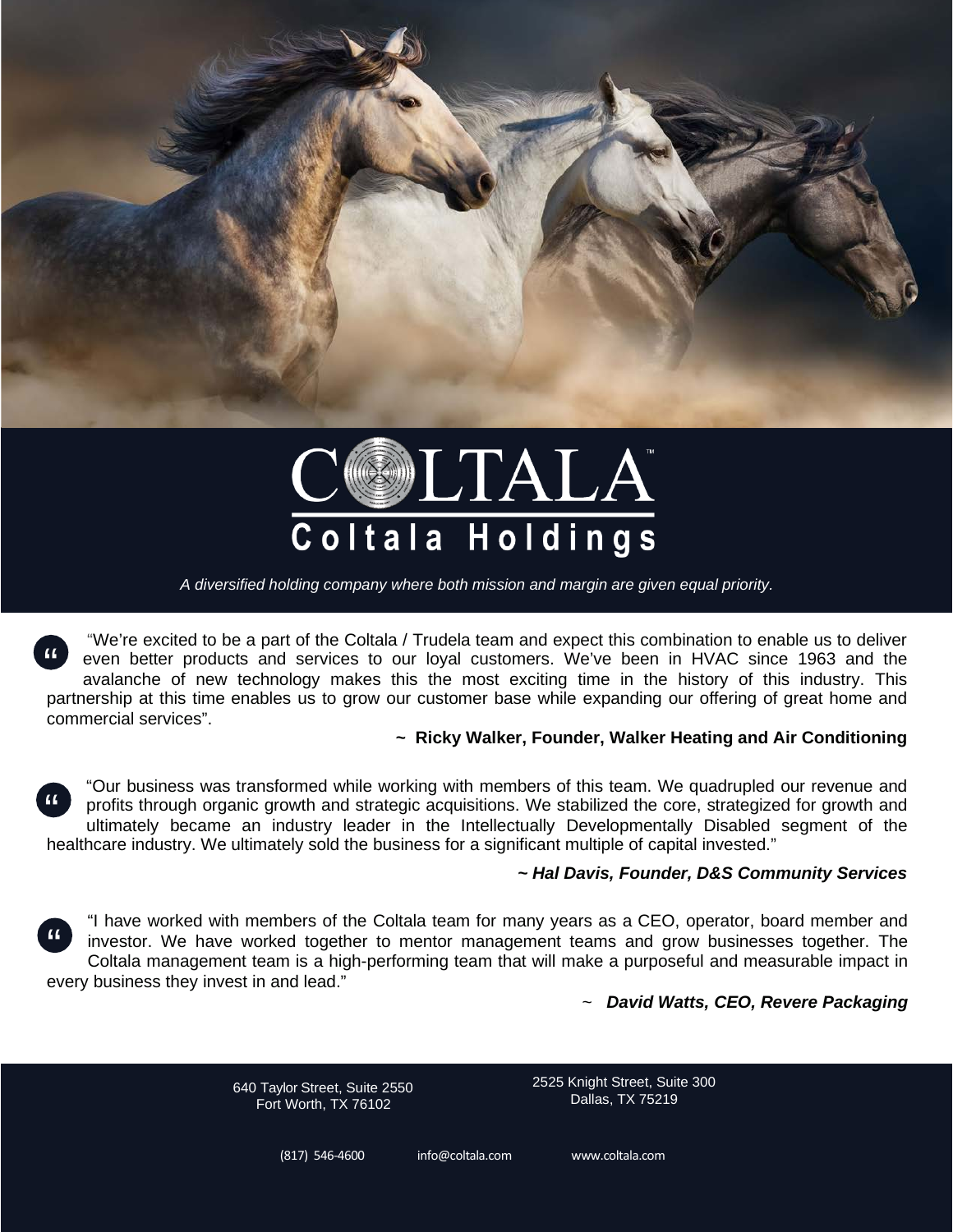# COLTALA™

## Coltala Holdings

*A diversified holding company where both mission and margin are given equal priority.*

"We're excited to be a part of the Coltala / Trudela team and expect this combination to enable us to deliver even better products and services to our loyal customers. We've been in HVAC since 1963 and the avalanche of new technology makes this the most exciting time in the history of this industry. This partnership at this time enables us to grow our customer base while expanding our offering of great home and commercial services".

**~ Ricky Walker, Founder, Walker Heating and Air Conditioning**

"Our business was transformed while working with members of this team. We quadrupled our revenue and profits through organic growth and strategic acquisitions. We stabilized the core, strategized for growth and ultimately became an industry leader in the Intellectually Developmentally Disabled segment of the healthcare industry. We ultimately sold the business for a significant multiple of capital invested."

***~ Hal Davis, Founder, D&S Community Services***

"I have worked with members of the Coltala team for many years as a CEO, operator, board member and investor. We have worked together to mentor management teams and grow businesses together. The Coltala management team is a high-performing team that will make a purposeful and measurable impact in every business they invest in and lead."

~ ***David Watts, CEO, Revere Packaging***

640 Taylor Street, Suite 2550
Fort Worth, TX 76102

2525 Knight Street, Suite 300
Dallas, TX 75219

(817) 546-4600 info@coltala.com www.coltala.com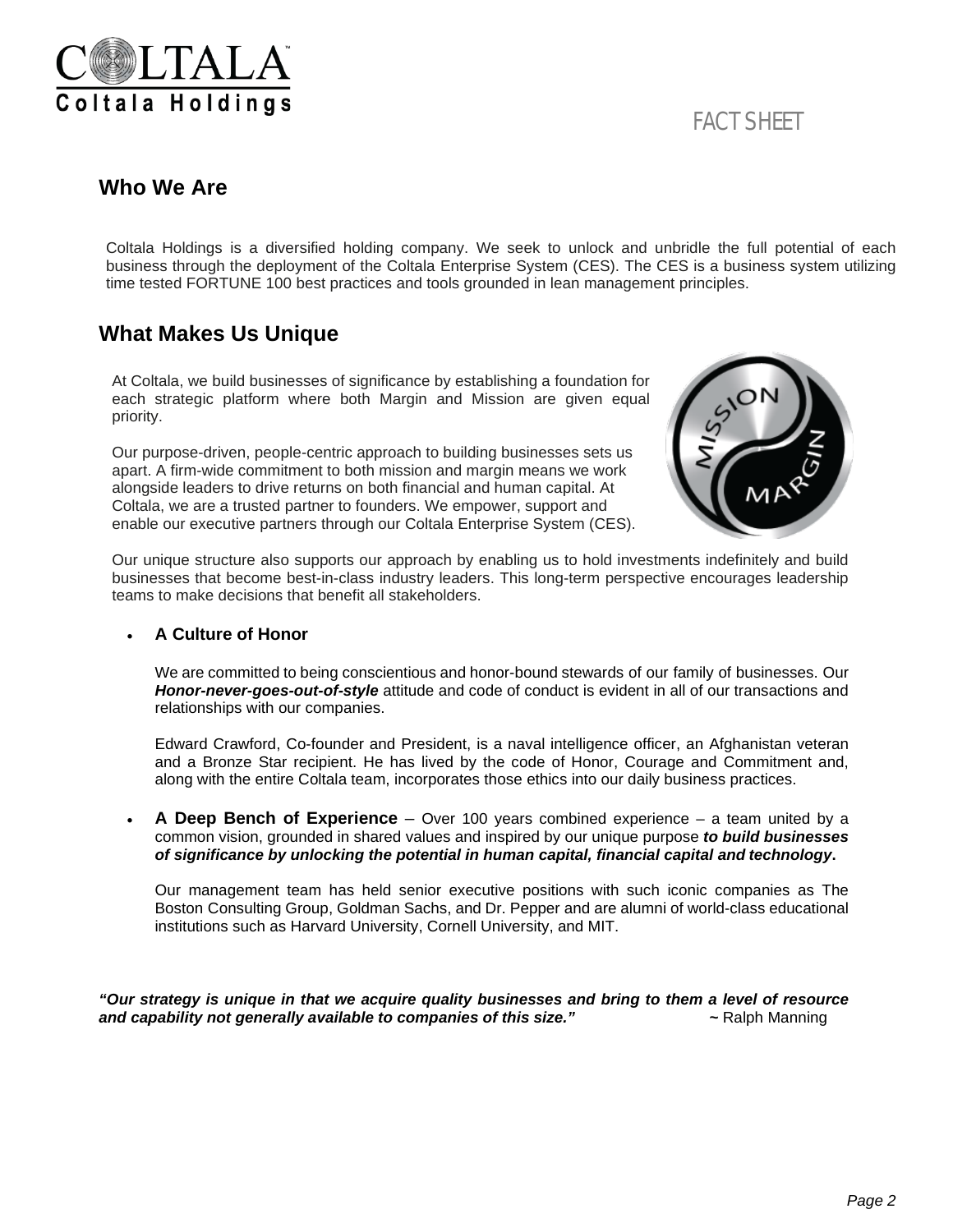# COLTALA
**Coltala Holdings**

FACT SHEET

## Who We Are

Coltala Holdings is a diversified holding company. We seek to unlock and unbridle the full potential of each business through the deployment of the Coltala Enterprise System (CES). The CES is a business system utilizing time tested FORTUNE 100 best practices and tools grounded in lean management principles.

## What Makes Us Unique

At Coltala, we build businesses of significance by establishing a foundation for each strategic platform where both Margin and Mission are given equal priority.

Our purpose-driven, people-centric approach to building businesses sets us apart. A firm-wide commitment to both mission and margin means we work alongside leaders to drive returns on both financial and human capital. At Coltala, we are a trusted partner to founders. We empower, support and enable our executive partners through our Coltala Enterprise System (CES).

Our unique structure also supports our approach by enabling us to hold investments indefinitely and build businesses that become best-in-class industry leaders. This long-term perspective encourages leadership teams to make decisions that benefit all stakeholders.

- **A Culture of Honor**

  We are committed to being conscientious and honor-bound stewards of our family of businesses. Our ***Honor-never-goes-out-of-style*** attitude and code of conduct is evident in all of our transactions and relationships with our companies.

  Edward Crawford, Co-founder and President, is a naval intelligence officer, an Afghanistan veteran and a Bronze Star recipient. He has lived by the code of Honor, Courage and Commitment and, along with the entire Coltala team, incorporates those ethics into our daily business practices.

- **A Deep Bench of Experience** – Over 100 years combined experience – a team united by a common vision, grounded in shared values and inspired by our unique purpose ***to build businesses of significance by unlocking the potential in human capital, financial capital and technology*.**

  Our management team has held senior executive positions with such iconic companies as The Boston Consulting Group, Goldman Sachs, and Dr. Pepper and are alumni of world-class educational institutions such as Harvard University, Cornell University, and MIT.

***"Our strategy is unique in that we acquire quality businesses and bring to them a level of resource and capability not generally available to companies of this size."*** **~** Ralph Manning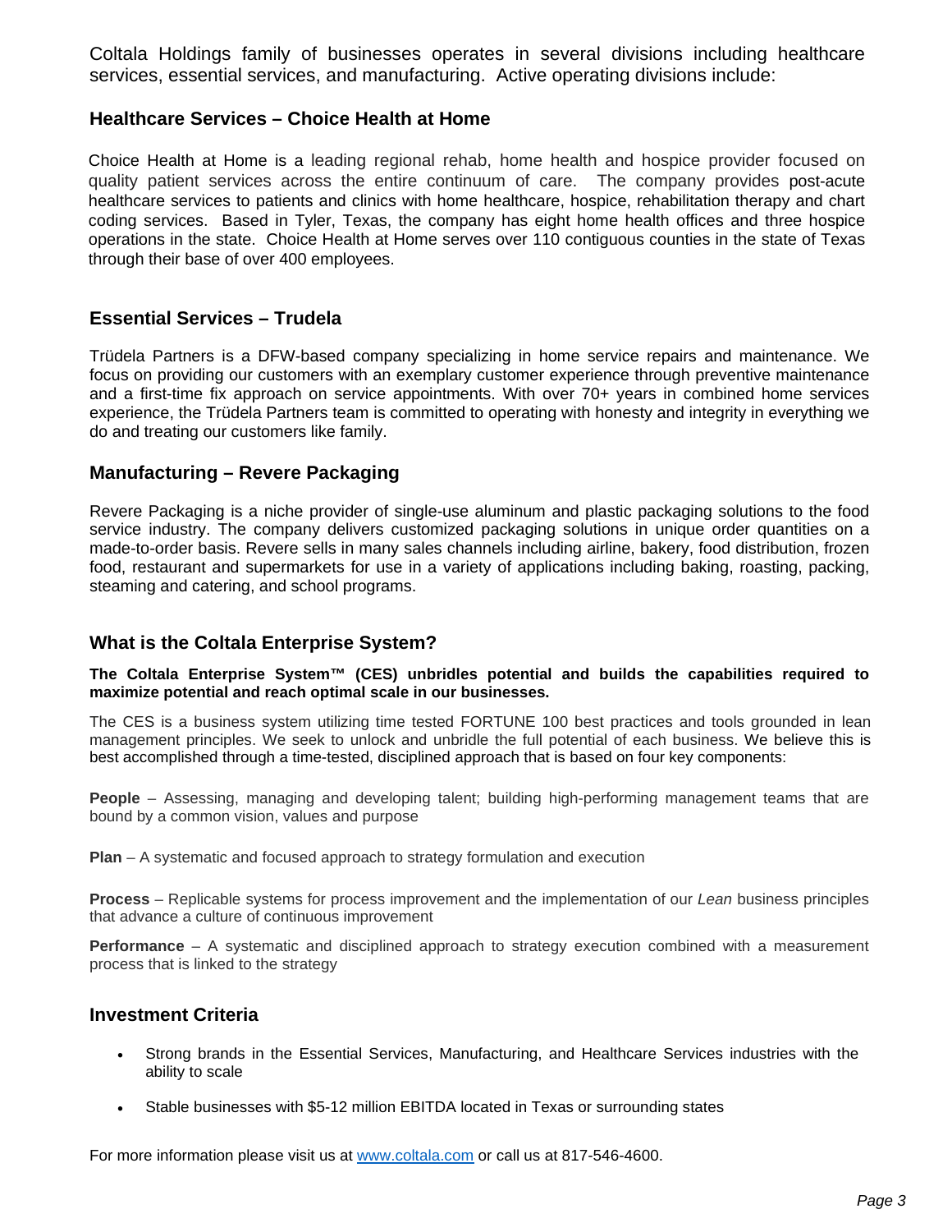Coltala Holdings family of businesses operates in several divisions including healthcare services, essential services, and manufacturing. Active operating divisions include:

## Healthcare Services – Choice Health at Home

Choice Health at Home is a leading regional rehab, home health and hospice provider focused on quality patient services across the entire continuum of care. The company provides post-acute healthcare services to patients and clinics with home healthcare, hospice, rehabilitation therapy and chart coding services. Based in Tyler, Texas, the company has eight home health offices and three hospice operations in the state. Choice Health at Home serves over 110 contiguous counties in the state of Texas through their base of over 400 employees.

## Essential Services – Trudela

Trüdela Partners is a DFW-based company specializing in home service repairs and maintenance. We focus on providing our customers with an exemplary customer experience through preventive maintenance and a first-time fix approach on service appointments. With over 70+ years in combined home services experience, the Trüdela Partners team is committed to operating with honesty and integrity in everything we do and treating our customers like family.

## Manufacturing – Revere Packaging

Revere Packaging is a niche provider of single-use aluminum and plastic packaging solutions to the food service industry. The company delivers customized packaging solutions in unique order quantities on a made-to-order basis. Revere sells in many sales channels including airline, bakery, food distribution, frozen food, restaurant and supermarkets for use in a variety of applications including baking, roasting, packing, steaming and catering, and school programs.

## What is the Coltala Enterprise System?

**The Coltala Enterprise System™ (CES) unbridles potential and builds the capabilities required to maximize potential and reach optimal scale in our businesses.**

The CES is a business system utilizing time tested FORTUNE 100 best practices and tools grounded in lean management principles. We seek to unlock and unbridle the full potential of each business. We believe this is best accomplished through a time-tested, disciplined approach that is based on four key components:

**People** – Assessing, managing and developing talent; building high-performing management teams that are bound by a common vision, values and purpose

**Plan** – A systematic and focused approach to strategy formulation and execution

**Process** – Replicable systems for process improvement and the implementation of our *Lean* business principles that advance a culture of continuous improvement

**Performance** – A systematic and disciplined approach to strategy execution combined with a measurement process that is linked to the strategy

## Investment Criteria

- Strong brands in the Essential Services, Manufacturing, and Healthcare Services industries with the ability to scale
- Stable businesses with $5-12 million EBITDA located in Texas or surrounding states

For more information please visit us at www.coltala.com or call us at 817-546-4600.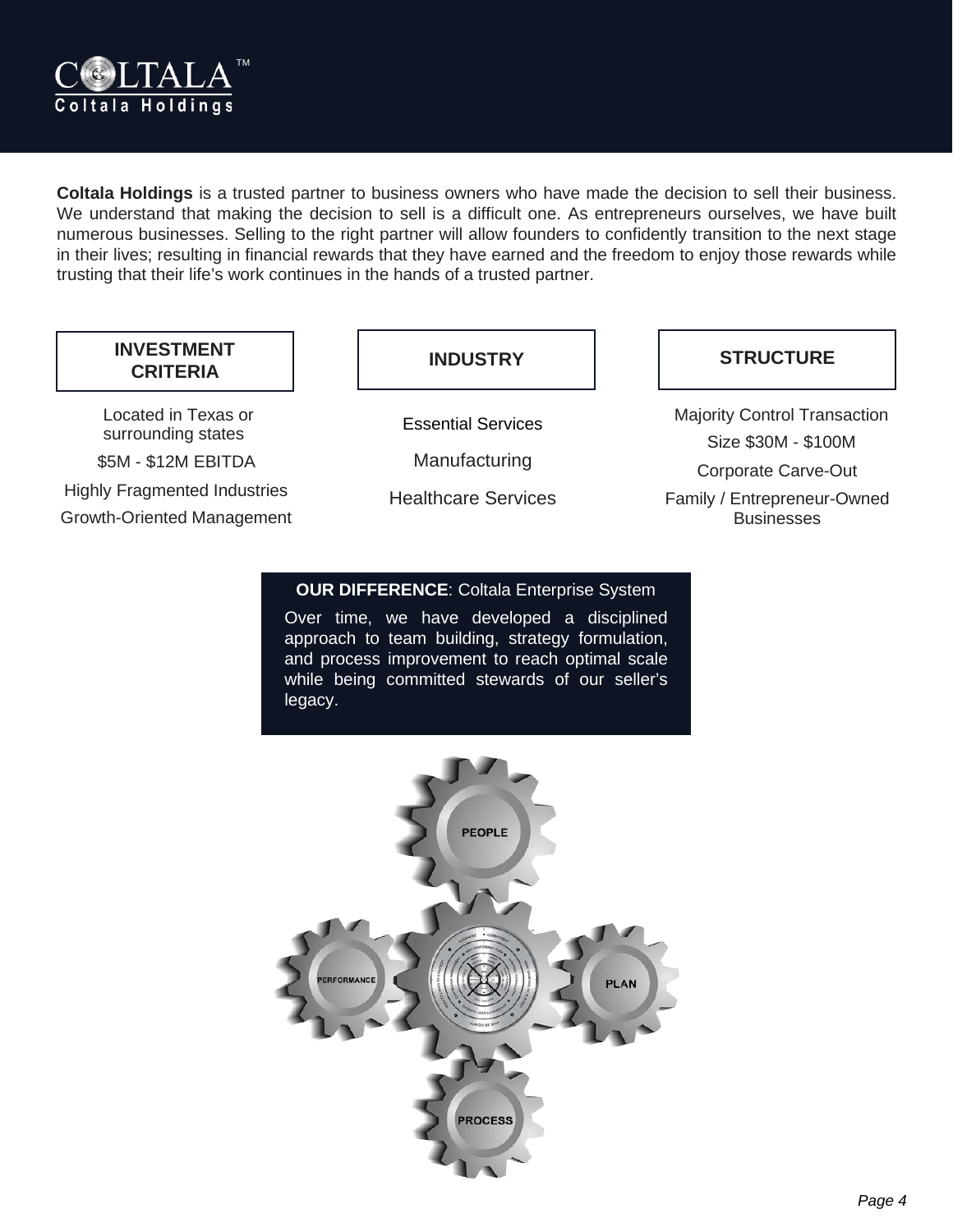**COLTALA**™
**Coltala Holdings**

**Coltala Holdings** is a trusted partner to business owners who have made the decision to sell their business. We understand that making the decision to sell is a difficult one. As entrepreneurs ourselves, we have built numerous businesses. Selling to the right partner will allow founders to confidently transition to the next stage in their lives; resulting in financial rewards that they have earned and the freedom to enjoy those rewards while trusting that their life's work continues in the hands of a trusted partner.

| INVESTMENT CRITERIA | INDUSTRY | STRUCTURE |
|---|---|---|
| Located in Texas or surrounding states | Essential Services | Majority Control Transaction |
| \$5M - \$12M EBITDA | Manufacturing | Size \$30M - \$100M |
| Highly Fragmented Industries | Healthcare Services | Corporate Carve-Out |
| Growth-Oriented Management | | Family / Entrepreneur-Owned Businesses |

**OUR DIFFERENCE**: Coltala Enterprise System

Over time, we have developed a disciplined approach to team building, strategy formulation, and process improvement to reach optimal scale while being committed stewards of our seller's legacy.

PEOPLE

PERFORMANCE

PLAN

PROCESS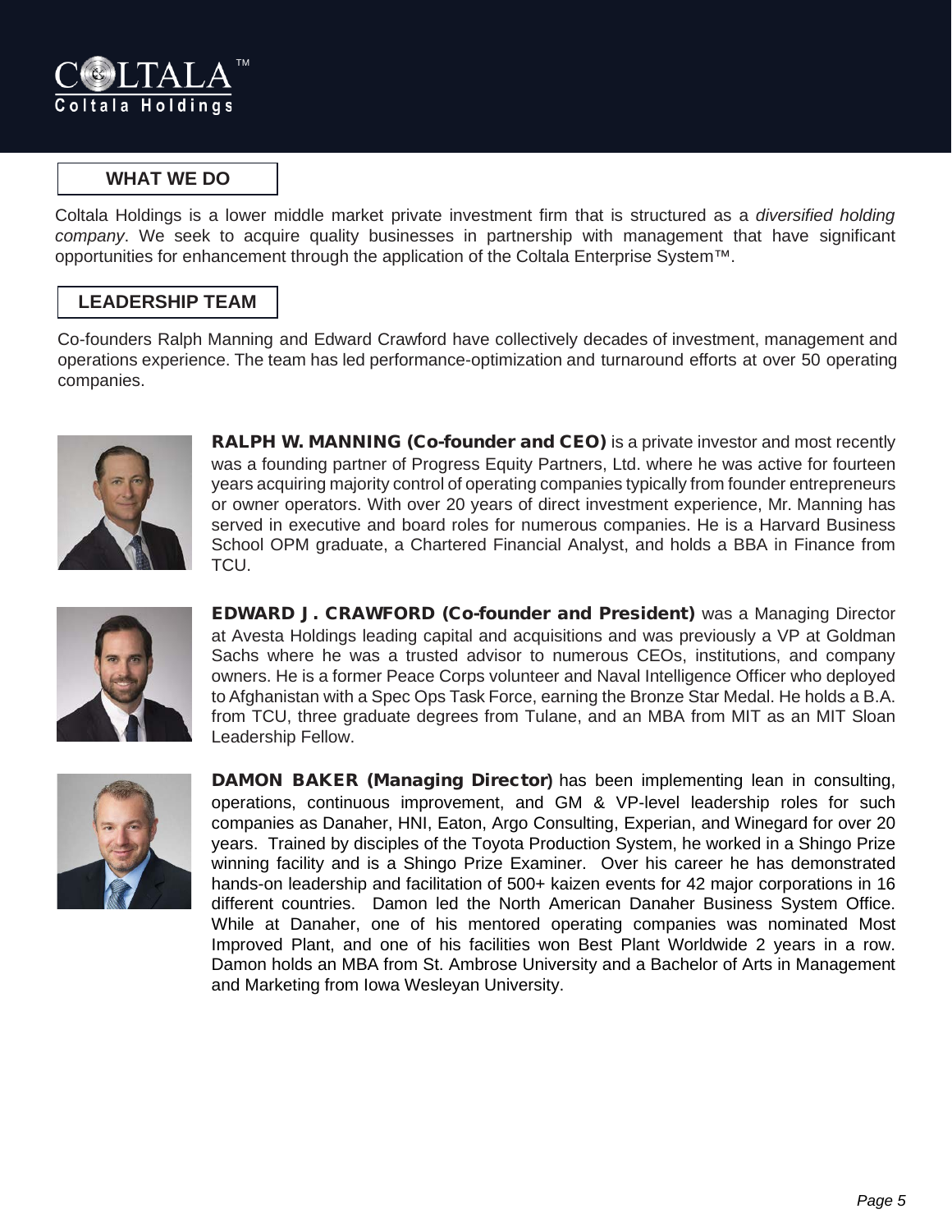## WHAT WE DO

Coltala Holdings is a lower middle market private investment firm that is structured as a *diversified holding company*. We seek to acquire quality businesses in partnership with management that have significant opportunities for enhancement through the application of the Coltala Enterprise System™.

## LEADERSHIP TEAM

Co-founders Ralph Manning and Edward Crawford have collectively decades of investment, management and operations experience. The team has led performance-optimization and turnaround efforts at over 50 operating companies.

**RALPH W. MANNING (Co-founder and CEO)** is a private investor and most recently was a founding partner of Progress Equity Partners, Ltd. where he was active for fourteen years acquiring majority control of operating companies typically from founder entrepreneurs or owner operators. With over 20 years of direct investment experience, Mr. Manning has served in executive and board roles for numerous companies. He is a Harvard Business School OPM graduate, a Chartered Financial Analyst, and holds a BBA in Finance from TCU.

**EDWARD J. CRAWFORD (Co-founder and President)** was a Managing Director at Avesta Holdings leading capital and acquisitions and was previously a VP at Goldman Sachs where he was a trusted advisor to numerous CEOs, institutions, and company owners. He is a former Peace Corps volunteer and Naval Intelligence Officer who deployed to Afghanistan with a Spec Ops Task Force, earning the Bronze Star Medal. He holds a B.A. from TCU, three graduate degrees from Tulane, and an MBA from MIT as an MIT Sloan Leadership Fellow.

**DAMON BAKER (Managing Director)** has been implementing lean in consulting, operations, continuous improvement, and GM & VP-level leadership roles for such companies as Danaher, HNI, Eaton, Argo Consulting, Experian, and Winegard for over 20 years. Trained by disciples of the Toyota Production System, he worked in a Shingo Prize winning facility and is a Shingo Prize Examiner. Over his career he has demonstrated hands-on leadership and facilitation of 500+ kaizen events for 42 major corporations in 16 different countries. Damon led the North American Danaher Business System Office. While at Danaher, one of his mentored operating companies was nominated Most Improved Plant, and one of his facilities won Best Plant Worldwide 2 years in a row. Damon holds an MBA from St. Ambrose University and a Bachelor of Arts in Management and Marketing from Iowa Wesleyan University.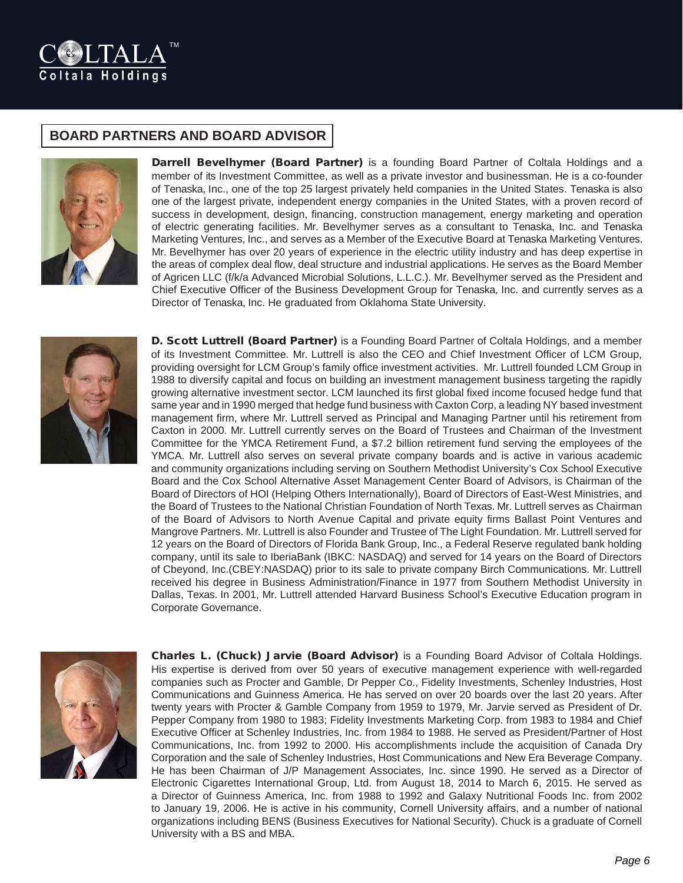## BOARD PARTNERS AND BOARD ADVISOR

**Darrell Bevelhymer (Board Partner)** is a founding Board Partner of Coltala Holdings and a member of its Investment Committee, as well as a private investor and businessman. He is a co-founder of Tenaska, Inc., one of the top 25 largest privately held companies in the United States. Tenaska is also one of the largest private, independent energy companies in the United States, with a proven record of success in development, design, financing, construction management, energy marketing and operation of electric generating facilities. Mr. Bevelhymer serves as a consultant to Tenaska, Inc. and Tenaska Marketing Ventures, Inc., and serves as a Member of the Executive Board at Tenaska Marketing Ventures. Mr. Bevelhymer has over 20 years of experience in the electric utility industry and has deep expertise in the areas of complex deal flow, deal structure and industrial applications. He serves as the Board Member of Agricen LLC (f/k/a Advanced Microbial Solutions, L.L.C.). Mr. Bevelhymer served as the President and Chief Executive Officer of the Business Development Group for Tenaska, Inc. and currently serves as a Director of Tenaska, Inc. He graduated from Oklahoma State University.

**D. Scott Luttrell (Board Partner)** is a Founding Board Partner of Coltala Holdings, and a member of its Investment Committee. Mr. Luttrell is also the CEO and Chief Investment Officer of LCM Group, providing oversight for LCM Group's family office investment activities. Mr. Luttrell founded LCM Group in 1988 to diversify capital and focus on building an investment management business targeting the rapidly growing alternative investment sector. LCM launched its first global fixed income focused hedge fund that same year and in 1990 merged that hedge fund business with Caxton Corp, a leading NY based investment management firm, where Mr. Luttrell served as Principal and Managing Partner until his retirement from Caxton in 2000. Mr. Luttrell currently serves on the Board of Trustees and Chairman of the Investment Committee for the YMCA Retirement Fund, a $7.2 billion retirement fund serving the employees of the YMCA. Mr. Luttrell also serves on several private company boards and is active in various academic and community organizations including serving on Southern Methodist University's Cox School Executive Board and the Cox School Alternative Asset Management Center Board of Advisors, is Chairman of the Board of Directors of HOI (Helping Others Internationally), Board of Directors of East-West Ministries, and the Board of Trustees to the National Christian Foundation of North Texas. Mr. Luttrell serves as Chairman of the Board of Advisors to North Avenue Capital and private equity firms Ballast Point Ventures and Mangrove Partners. Mr. Luttrell is also Founder and Trustee of The Light Foundation. Mr. Luttrell served for 12 years on the Board of Directors of Florida Bank Group, Inc., a Federal Reserve regulated bank holding company, until its sale to IberiaBank (IBKC: NASDAQ) and served for 14 years on the Board of Directors of Cbeyond, Inc.(CBEY:NASDAQ) prior to its sale to private company Birch Communications. Mr. Luttrell received his degree in Business Administration/Finance in 1977 from Southern Methodist University in Dallas, Texas. In 2001, Mr. Luttrell attended Harvard Business School's Executive Education program in Corporate Governance.

**Charles L. (Chuck) Jarvie (Board Advisor)** is a Founding Board Advisor of Coltala Holdings. His expertise is derived from over 50 years of executive management experience with well-regarded companies such as Procter and Gamble, Dr Pepper Co., Fidelity Investments, Schenley Industries, Host Communications and Guinness America. He has served on over 20 boards over the last 20 years. After twenty years with Procter & Gamble Company from 1959 to 1979, Mr. Jarvie served as President of Dr. Pepper Company from 1980 to 1983; Fidelity Investments Marketing Corp. from 1983 to 1984 and Chief Executive Officer at Schenley Industries, Inc. from 1984 to 1988. He served as President/Partner of Host Communications, Inc. from 1992 to 2000. His accomplishments include the acquisition of Canada Dry Corporation and the sale of Schenley Industries, Host Communications and New Era Beverage Company. He has been Chairman of J/P Management Associates, Inc. since 1990. He served as a Director of Electronic Cigarettes International Group, Ltd. from August 18, 2014 to March 6, 2015. He served as a Director of Guinness America, Inc. from 1988 to 1992 and Galaxy Nutritional Foods Inc. from 2002 to January 19, 2006. He is active in his community, Cornell University affairs, and a number of national organizations including BENS (Business Executives for National Security). Chuck is a graduate of Cornell University with a BS and MBA.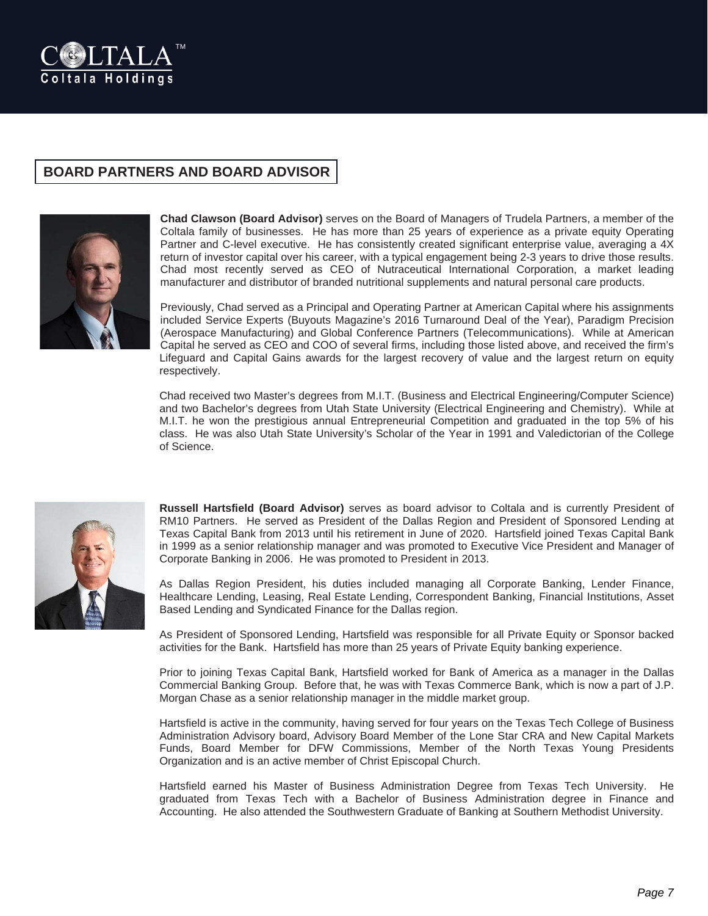## BOARD PARTNERS AND BOARD ADVISOR

**Chad Clawson (Board Advisor)** serves on the Board of Managers of Trudela Partners, a member of the Coltala family of businesses. He has more than 25 years of experience as a private equity Operating Partner and C-level executive. He has consistently created significant enterprise value, averaging a 4X return of investor capital over his career, with a typical engagement being 2-3 years to drive those results. Chad most recently served as CEO of Nutraceutical International Corporation, a market leading manufacturer and distributor of branded nutritional supplements and natural personal care products.

Previously, Chad served as a Principal and Operating Partner at American Capital where his assignments included Service Experts (Buyouts Magazine's 2016 Turnaround Deal of the Year), Paradigm Precision (Aerospace Manufacturing) and Global Conference Partners (Telecommunications). While at American Capital he served as CEO and COO of several firms, including those listed above, and received the firm's Lifeguard and Capital Gains awards for the largest recovery of value and the largest return on equity respectively.

Chad received two Master's degrees from M.I.T. (Business and Electrical Engineering/Computer Science) and two Bachelor's degrees from Utah State University (Electrical Engineering and Chemistry). While at M.I.T. he won the prestigious annual Entrepreneurial Competition and graduated in the top 5% of his class. He was also Utah State University's Scholar of the Year in 1991 and Valedictorian of the College of Science.

**Russell Hartsfield (Board Advisor)** serves as board advisor to Coltala and is currently President of RM10 Partners. He served as President of the Dallas Region and President of Sponsored Lending at Texas Capital Bank from 2013 until his retirement in June of 2020. Hartsfield joined Texas Capital Bank in 1999 as a senior relationship manager and was promoted to Executive Vice President and Manager of Corporate Banking in 2006. He was promoted to President in 2013.

As Dallas Region President, his duties included managing all Corporate Banking, Lender Finance, Healthcare Lending, Leasing, Real Estate Lending, Correspondent Banking, Financial Institutions, Asset Based Lending and Syndicated Finance for the Dallas region.

As President of Sponsored Lending, Hartsfield was responsible for all Private Equity or Sponsor backed activities for the Bank. Hartsfield has more than 25 years of Private Equity banking experience.

Prior to joining Texas Capital Bank, Hartsfield worked for Bank of America as a manager in the Dallas Commercial Banking Group. Before that, he was with Texas Commerce Bank, which is now a part of J.P. Morgan Chase as a senior relationship manager in the middle market group.

Hartsfield is active in the community, having served for four years on the Texas Tech College of Business Administration Advisory board, Advisory Board Member of the Lone Star CRA and New Capital Markets Funds, Board Member for DFW Commissions, Member of the North Texas Young Presidents Organization and is an active member of Christ Episcopal Church.

Hartsfield earned his Master of Business Administration Degree from Texas Tech University. He graduated from Texas Tech with a Bachelor of Business Administration degree in Finance and Accounting. He also attended the Southwestern Graduate of Banking at Southern Methodist University.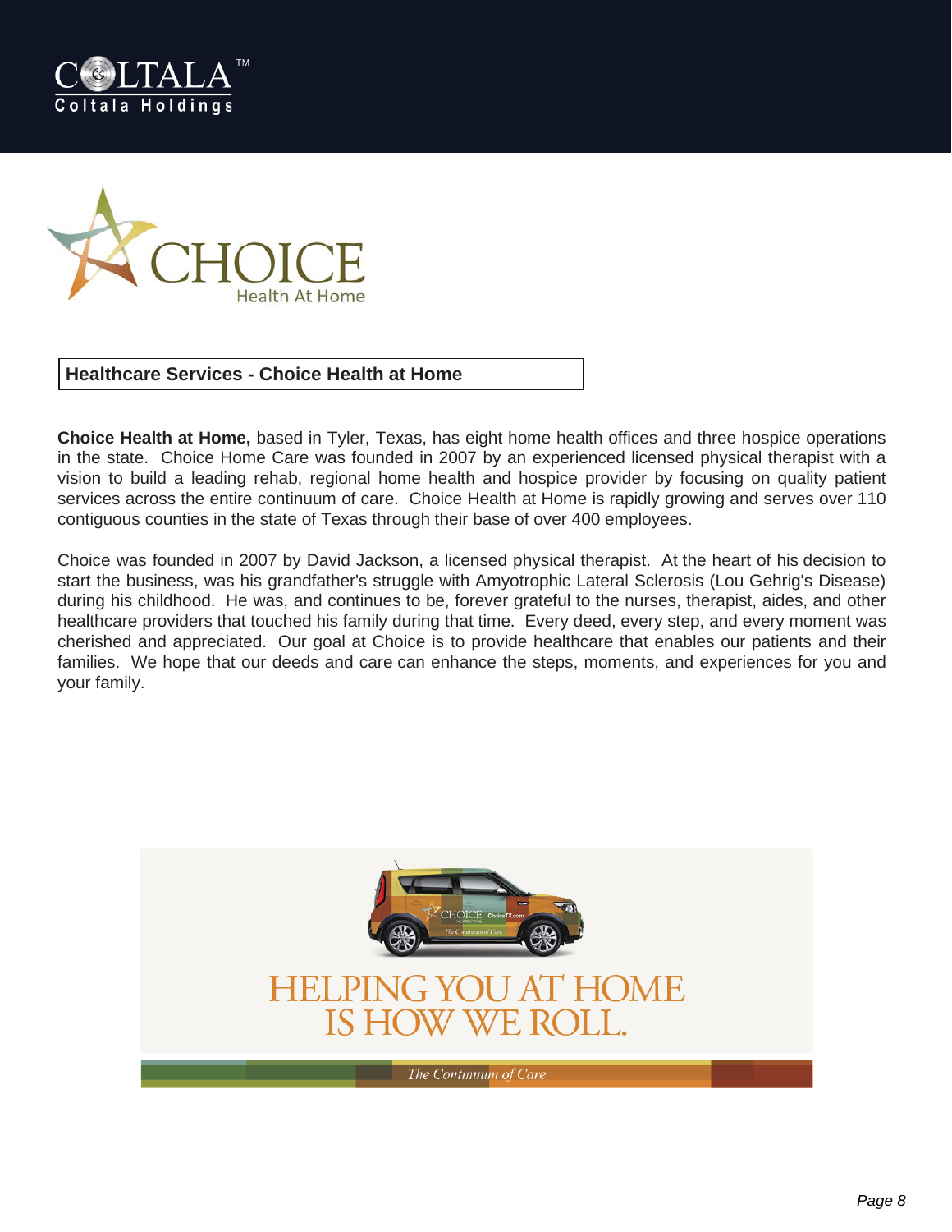## Healthcare Services - Choice Health at Home

**Choice Health at Home,** based in Tyler, Texas, has eight home health offices and three hospice operations in the state. Choice Home Care was founded in 2007 by an experienced licensed physical therapist with a vision to build a leading rehab, regional home health and hospice provider by focusing on quality patient services across the entire continuum of care. Choice Health at Home is rapidly growing and serves over 110 contiguous counties in the state of Texas through their base of over 400 employees.

Choice was founded in 2007 by David Jackson, a licensed physical therapist. At the heart of his decision to start the business, was his grandfather's struggle with Amyotrophic Lateral Sclerosis (Lou Gehrig's Disease) during his childhood. He was, and continues to be, forever grateful to the nurses, therapist, aides, and other healthcare providers that touched his family during that time. Every deed, every step, and every moment was cherished and appreciated. Our goal at Choice is to provide healthcare that enables our patients and their families. We hope that our deeds and care can enhance the steps, moments, and experiences for you and your family.

HELPING YOU AT HOME IS HOW WE ROLL.

*The Continuum of Care*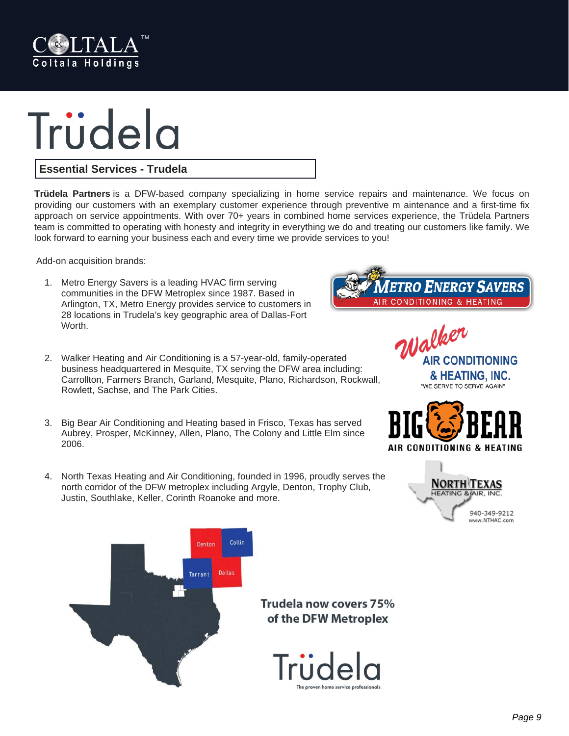# Trüdela

## Essential Services - Trudela

**Trüdela Partners** is a DFW-based company specializing in home service repairs and maintenance. We focus on providing our customers with an exemplary customer experience through preventive m aintenance and a first-time fix approach on service appointments. With over 70+ years in combined home services experience, the Trüdela Partners team is committed to operating with honesty and integrity in everything we do and treating our customers like family. We look forward to earning your business each and every time we provide services to you!

Add-on acquisition brands:

1. Metro Energy Savers is a leading HVAC firm serving communities in the DFW Metroplex since 1987. Based in Arlington, TX, Metro Energy provides service to customers in 28 locations in Trudela's key geographic area of Dallas-Fort Worth.
2. Walker Heating and Air Conditioning is a 57-year-old, family-operated business headquartered in Mesquite, TX serving the DFW area including: Carrollton, Farmers Branch, Garland, Mesquite, Plano, Richardson, Rockwall, Rowlett, Sachse, and The Park Cities.
3. Big Bear Air Conditioning and Heating based in Frisco, Texas has served Aubrey, Prosper, McKinney, Allen, Plano, The Colony and Little Elm since 2006.
4. North Texas Heating and Air Conditioning, founded in 1996, proudly serves the north corridor of the DFW metroplex including Argyle, Denton, Trophy Club, Justin, Southlake, Keller, Corinth Roanoke and more.

**Trudela now covers 75% of the DFW Metroplex**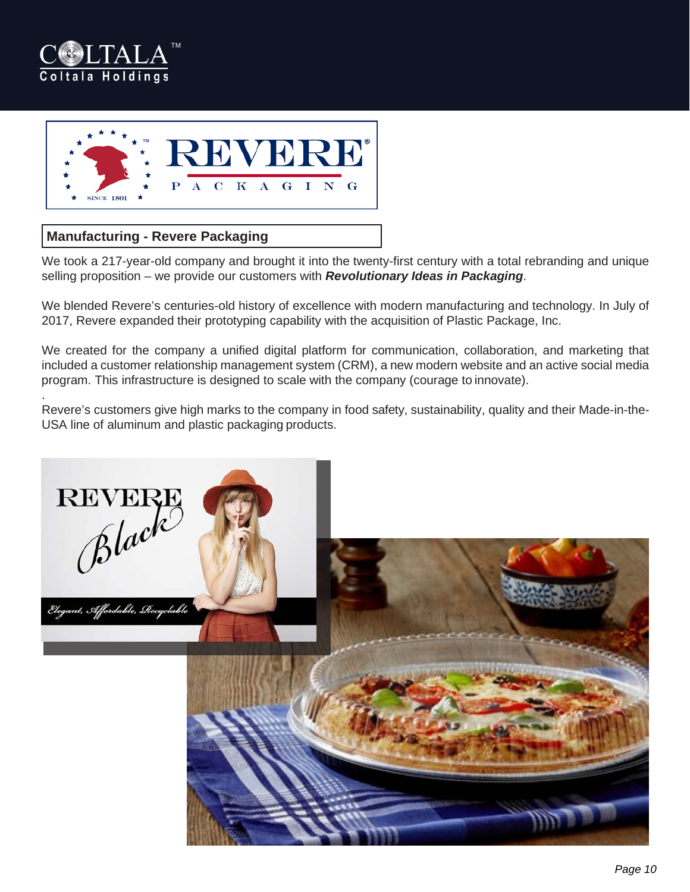## Manufacturing - Revere Packaging

We took a 217-year-old company and brought it into the twenty-first century with a total rebranding and unique selling proposition – we provide our customers with ***Revolutionary Ideas in Packaging***.

We blended Revere's centuries-old history of excellence with modern manufacturing and technology. In July of 2017, Revere expanded their prototyping capability with the acquisition of Plastic Package, Inc.

We created for the company a unified digital platform for communication, collaboration, and marketing that included a customer relationship management system (CRM), a new modern website and an active social media program. This infrastructure is designed to scale with the company (courage to innovate).

Revere's customers give high marks to the company in food safety, sustainability, quality and their Made-in-the-USA line of aluminum and plastic packaging products.